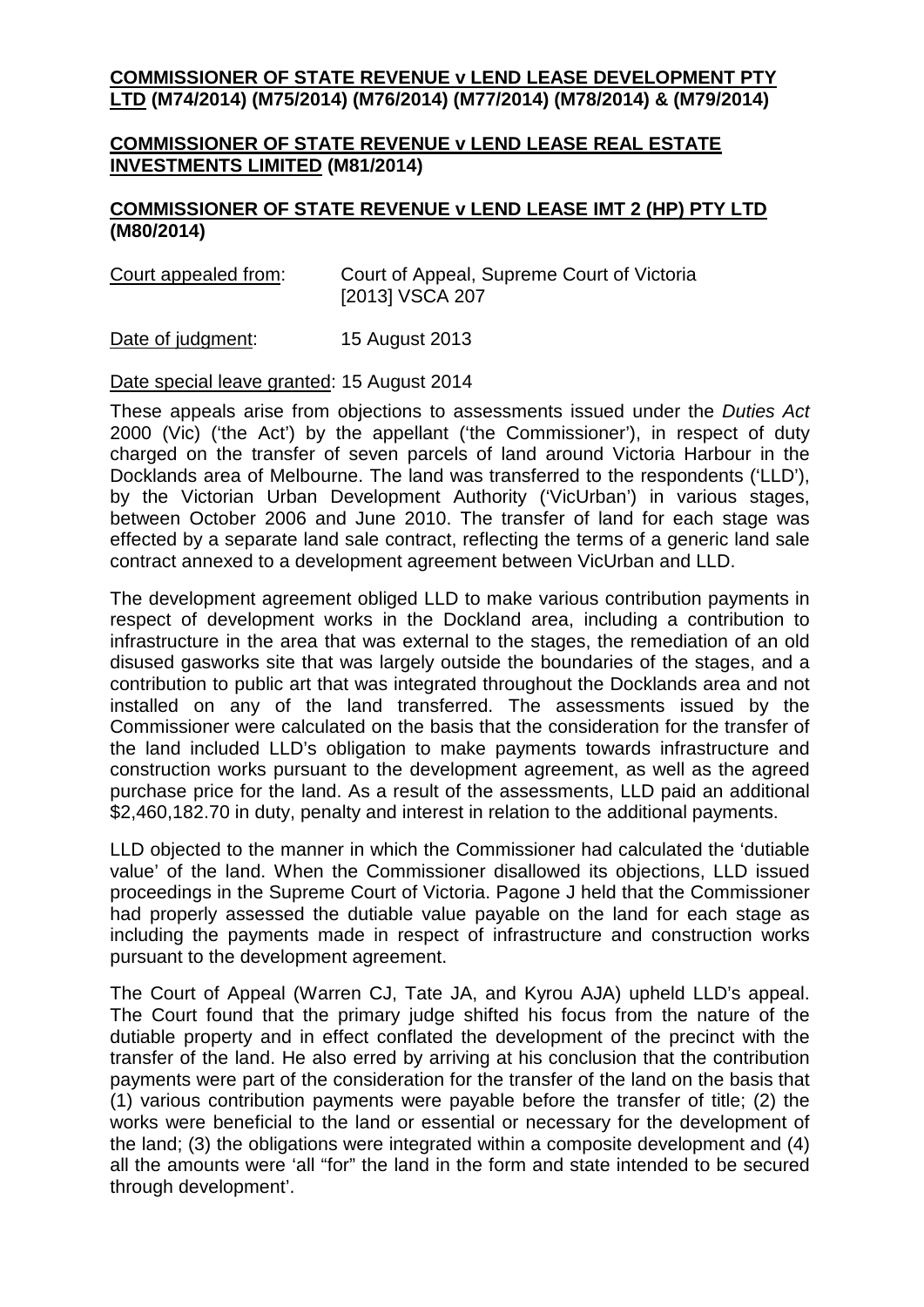**COMMISSIONER OF STATE REVENUE v LEND LEASE DEVELOPMENT PTY LTD (M74/2014) (M75/2014) (M76/2014) (M77/2014) (M78/2014) & (M79/2014)**

**COMMISSIONER OF STATE REVENUE v LEND LEASE REAL ESTATE INVESTMENTS LIMITED (M81/2014)**

**COMMISSIONER OF STATE REVENUE v LEND LEASE IMT 2 (HP) PTY LTD (M80/2014)**

Court appealed from: Court of Appeal, Supreme Court of Victoria [2013] VSCA 207

Date of judgment: 15 August 2013

Date special leave granted: 15 August 2014

These appeals arise from objections to assessments issued under the *Duties Act* 2000 (Vic) ('the Act') by the appellant ('the Commissioner'), in respect of duty charged on the transfer of seven parcels of land around Victoria Harbour in the Docklands area of Melbourne. The land was transferred to the respondents ('LLD'), by the Victorian Urban Development Authority ('VicUrban') in various stages, between October 2006 and June 2010. The transfer of land for each stage was effected by a separate land sale contract, reflecting the terms of a generic land sale contract annexed to a development agreement between VicUrban and LLD.

The development agreement obliged LLD to make various contribution payments in respect of development works in the Dockland area, including a contribution to infrastructure in the area that was external to the stages, the remediation of an old disused gasworks site that was largely outside the boundaries of the stages, and a contribution to public art that was integrated throughout the Docklands area and not installed on any of the land transferred. The assessments issued by the Commissioner were calculated on the basis that the consideration for the transfer of the land included LLD's obligation to make payments towards infrastructure and construction works pursuant to the development agreement, as well as the agreed purchase price for the land. As a result of the assessments, LLD paid an additional $2,460,182.70 in duty, penalty and interest in relation to the additional payments.

LLD objected to the manner in which the Commissioner had calculated the 'dutiable value' of the land. When the Commissioner disallowed its objections, LLD issued proceedings in the Supreme Court of Victoria. Pagone J held that the Commissioner had properly assessed the dutiable value payable on the land for each stage as including the payments made in respect of infrastructure and construction works pursuant to the development agreement.

The Court of Appeal (Warren CJ, Tate JA, and Kyrou AJA) upheld LLD's appeal. The Court found that the primary judge shifted his focus from the nature of the dutiable property and in effect conflated the development of the precinct with the transfer of the land. He also erred by arriving at his conclusion that the contribution payments were part of the consideration for the transfer of the land on the basis that (1) various contribution payments were payable before the transfer of title; (2) the works were beneficial to the land or essential or necessary for the development of the land; (3) the obligations were integrated within a composite development and (4) all the amounts were 'all "for" the land in the form and state intended to be secured through development'.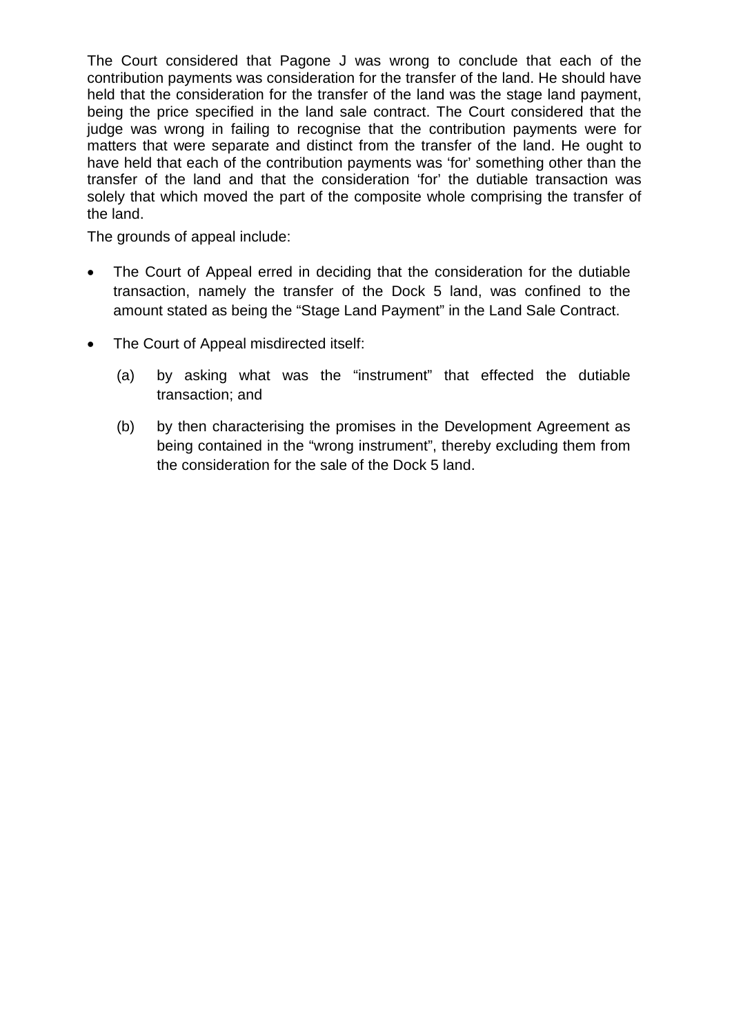The Court considered that Pagone J was wrong to conclude that each of the contribution payments was consideration for the transfer of the land. He should have held that the consideration for the transfer of the land was the stage land payment, being the price specified in the land sale contract. The Court considered that the judge was wrong in failing to recognise that the contribution payments were for matters that were separate and distinct from the transfer of the land. He ought to have held that each of the contribution payments was 'for' something other than the transfer of the land and that the consideration 'for' the dutiable transaction was solely that which moved the part of the composite whole comprising the transfer of the land.

The grounds of appeal include:

- The Court of Appeal erred in deciding that the consideration for the dutiable transaction, namely the transfer of the Dock 5 land, was confined to the amount stated as being the "Stage Land Payment" in the Land Sale Contract.
- The Court of Appeal misdirected itself:
  - (a) by asking what was the "instrument" that effected the dutiable transaction; and
  - (b) by then characterising the promises in the Development Agreement as being contained in the "wrong instrument", thereby excluding them from the consideration for the sale of the Dock 5 land.